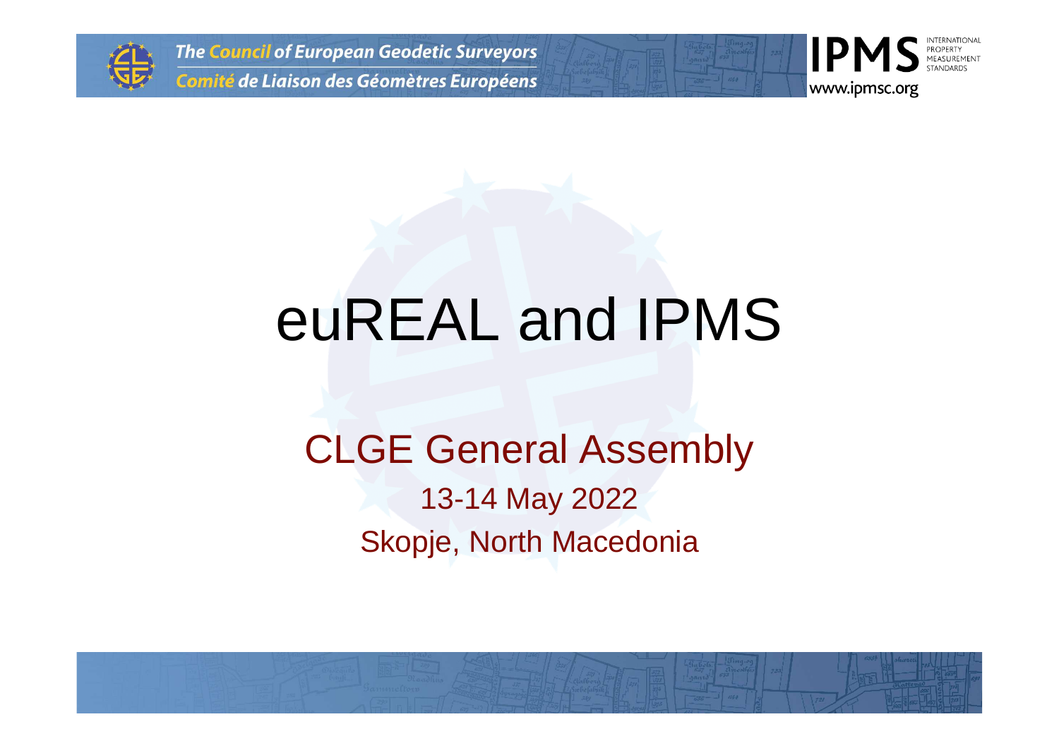# euREAL and IPMS

## CLGE General Assembly

13-14 May 2022

Skopje, North Macedonia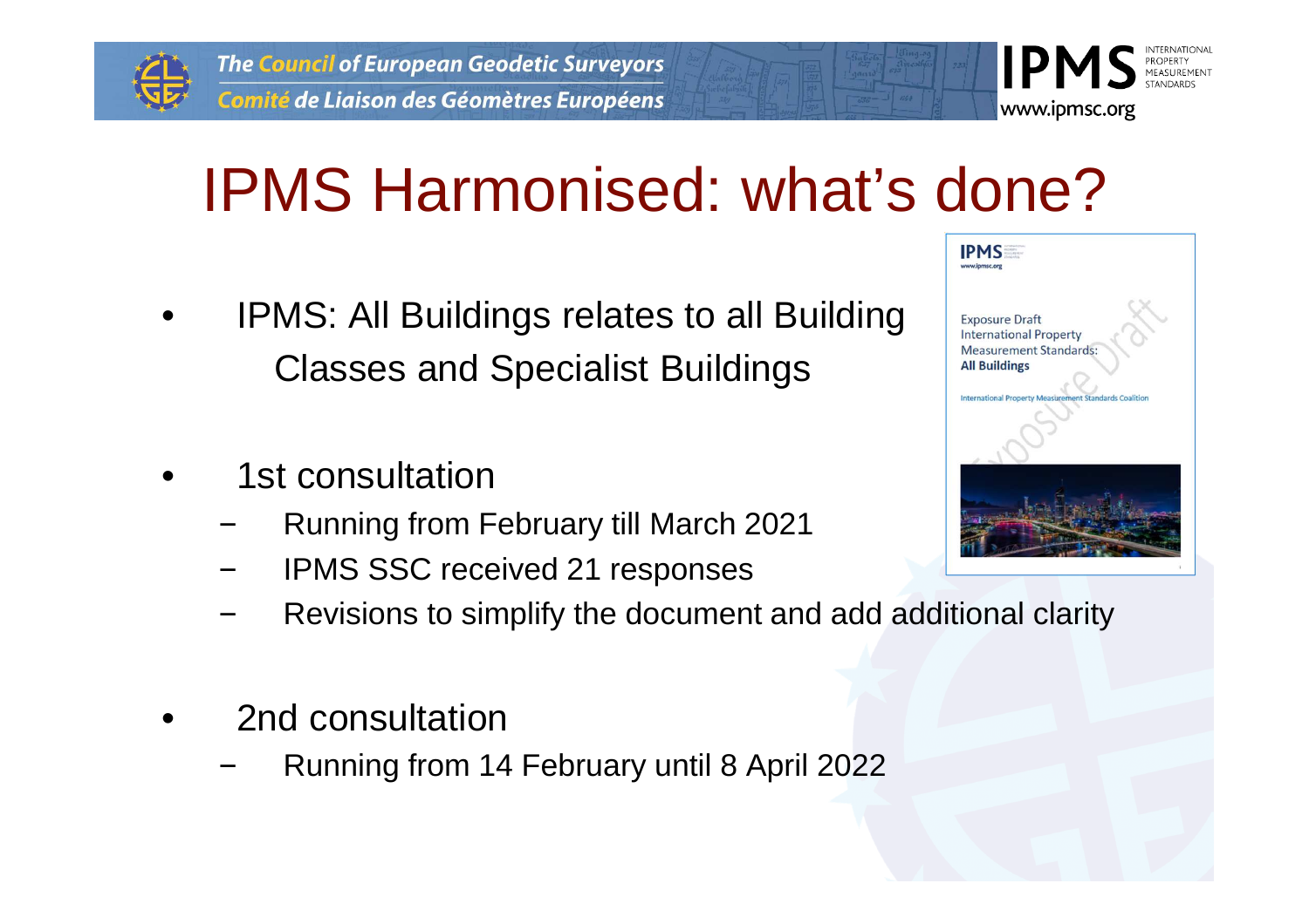# IPMS Harmonised: what's done?

- IPMS: All Buildings relates to all Building Classes and Specialist Buildings

- 1st consultation
  - Running from February till March 2021
  - IPMS SSC received 21 responses
  - Revisions to simplify the document and add additional clarity

- 2nd consultation
  - Running from 14 February until 8 April 2022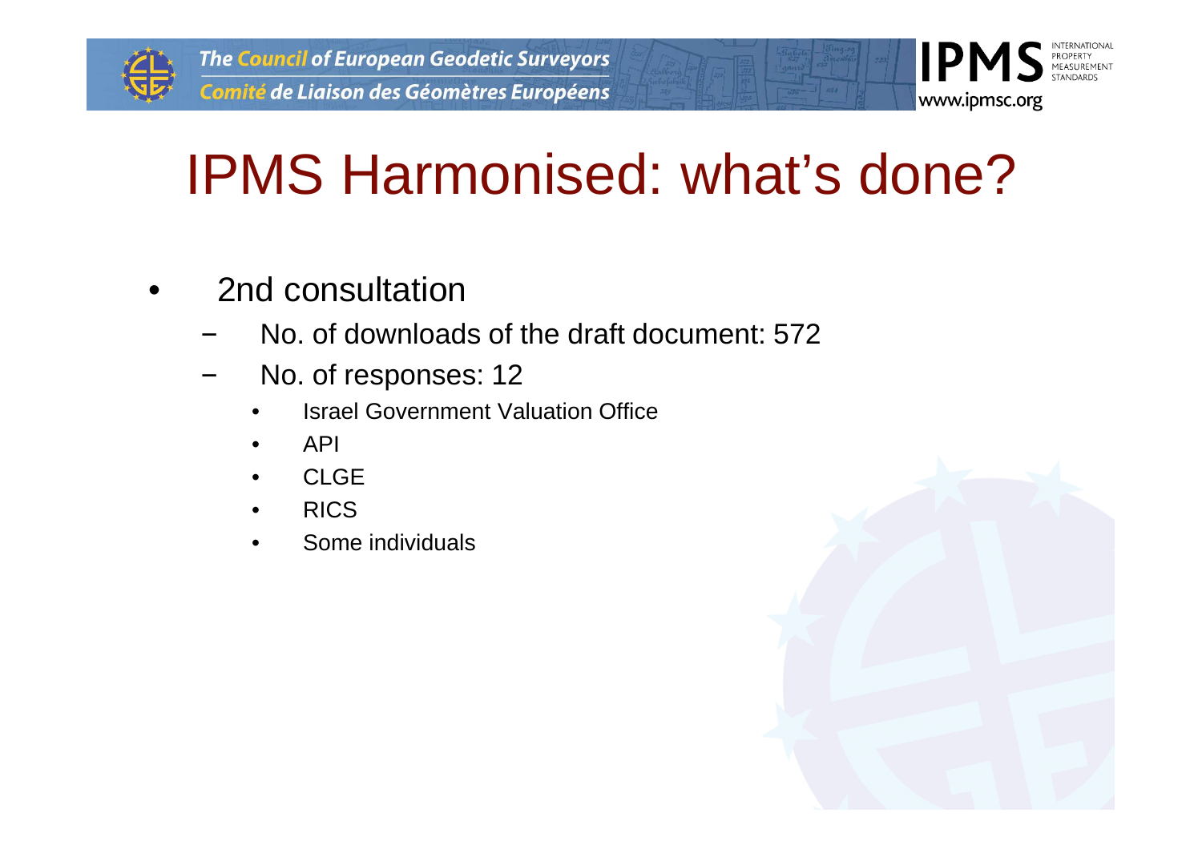# IPMS Harmonised: what's done?

- 2nd consultation
  - No. of downloads of the draft document: 572
  - No. of responses: 12
    - Israel Government Valuation Office
    - API
    - CLGE
    - RICS
    - Some individuals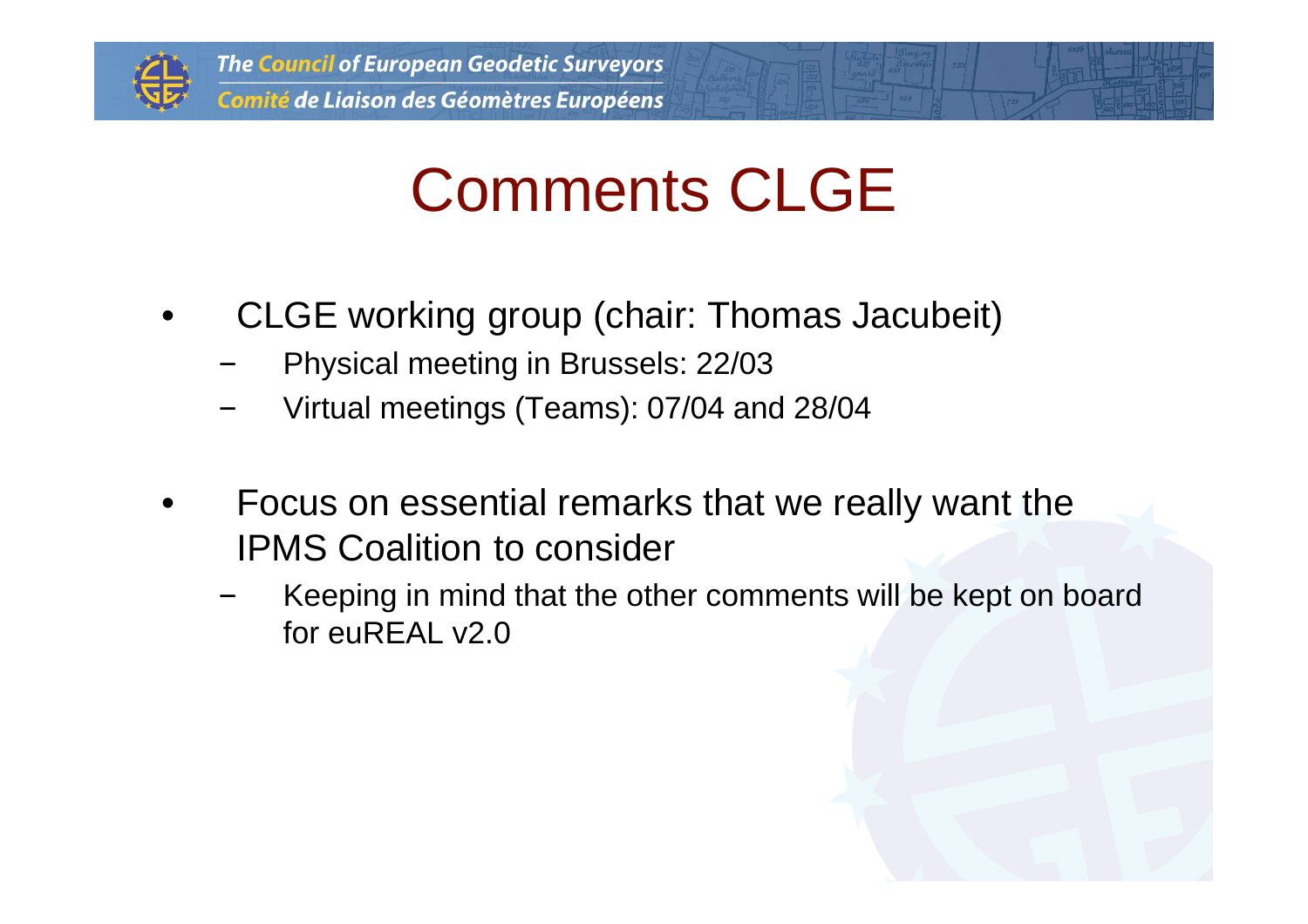# Comments CLGE

- CLGE working group (chair: Thomas Jacubeit)
  - Physical meeting in Brussels: 22/03
  - Virtual meetings (Teams): 07/04 and 28/04

- Focus on essential remarks that we really want the IPMS Coalition to consider
  - Keeping in mind that the other comments will be kept on board for euREAL v2.0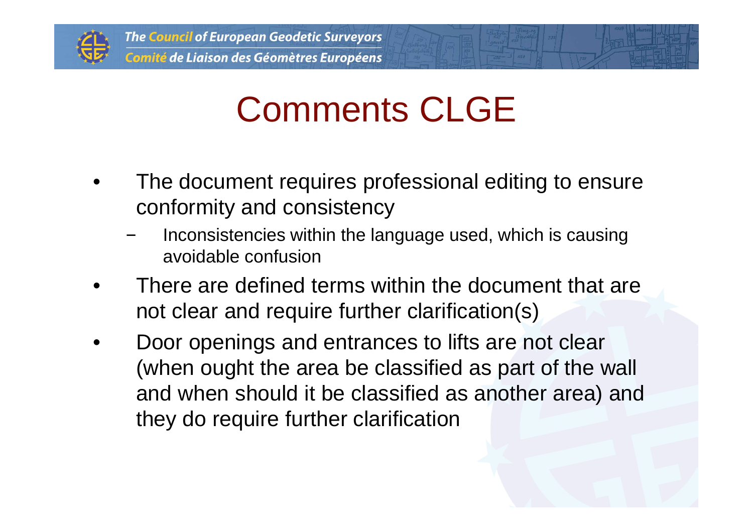# Comments CLGE

- The document requires professional editing to ensure conformity and consistency
  - Inconsistencies within the language used, which is causing avoidable confusion
- There are defined terms within the document that are not clear and require further clarification(s)
- Door openings and entrances to lifts are not clear (when ought the area be classified as part of the wall and when should it be classified as another area) and they do require further clarification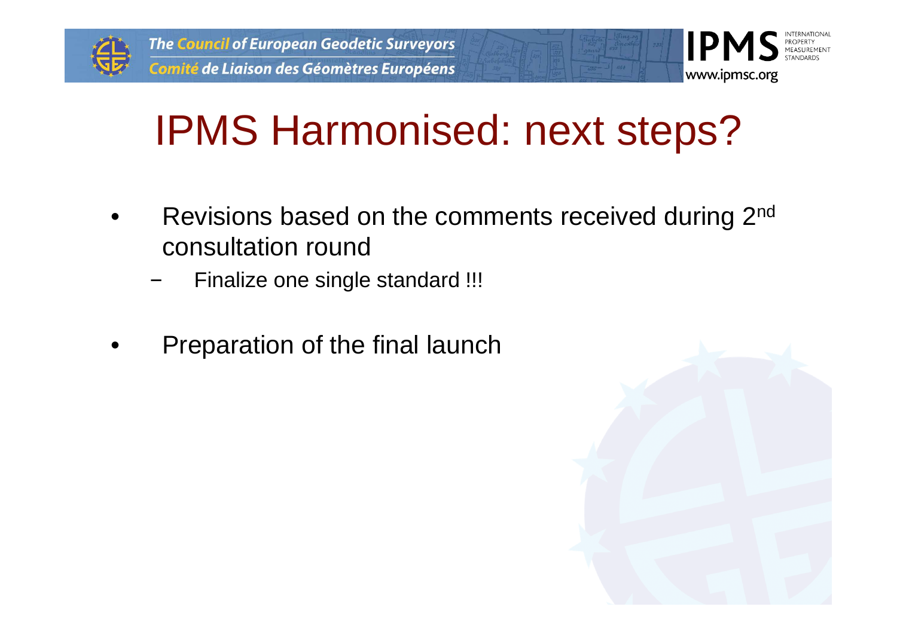# IPMS Harmonised: next steps?

- Revisions based on the comments received during 2nd consultation round
  - Finalize one single standard !!!
- Preparation of the final launch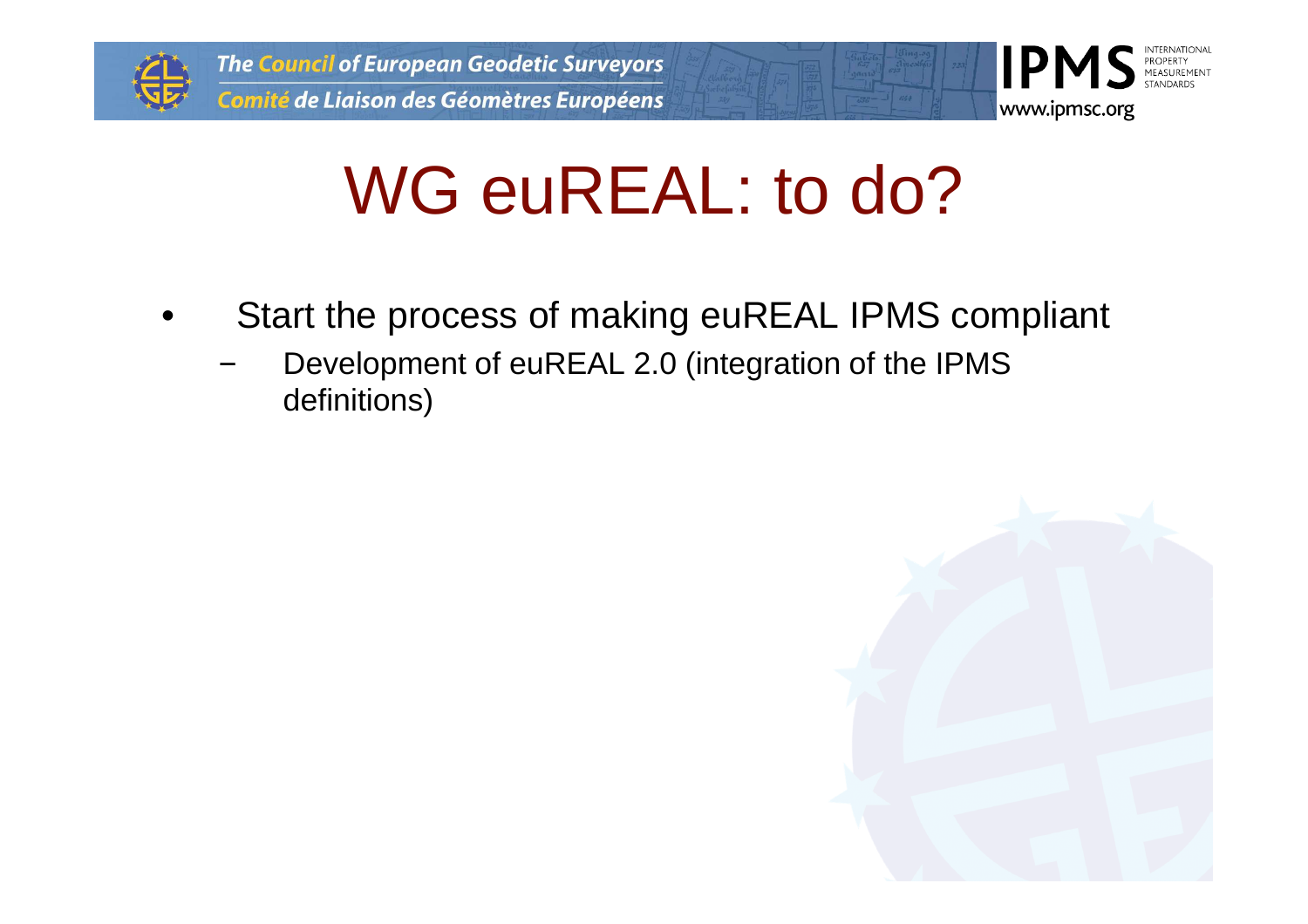# WG euREAL: to do?

- Start the process of making euREAL IPMS compliant
  - Development of euREAL 2.0 (integration of the IPMS definitions)